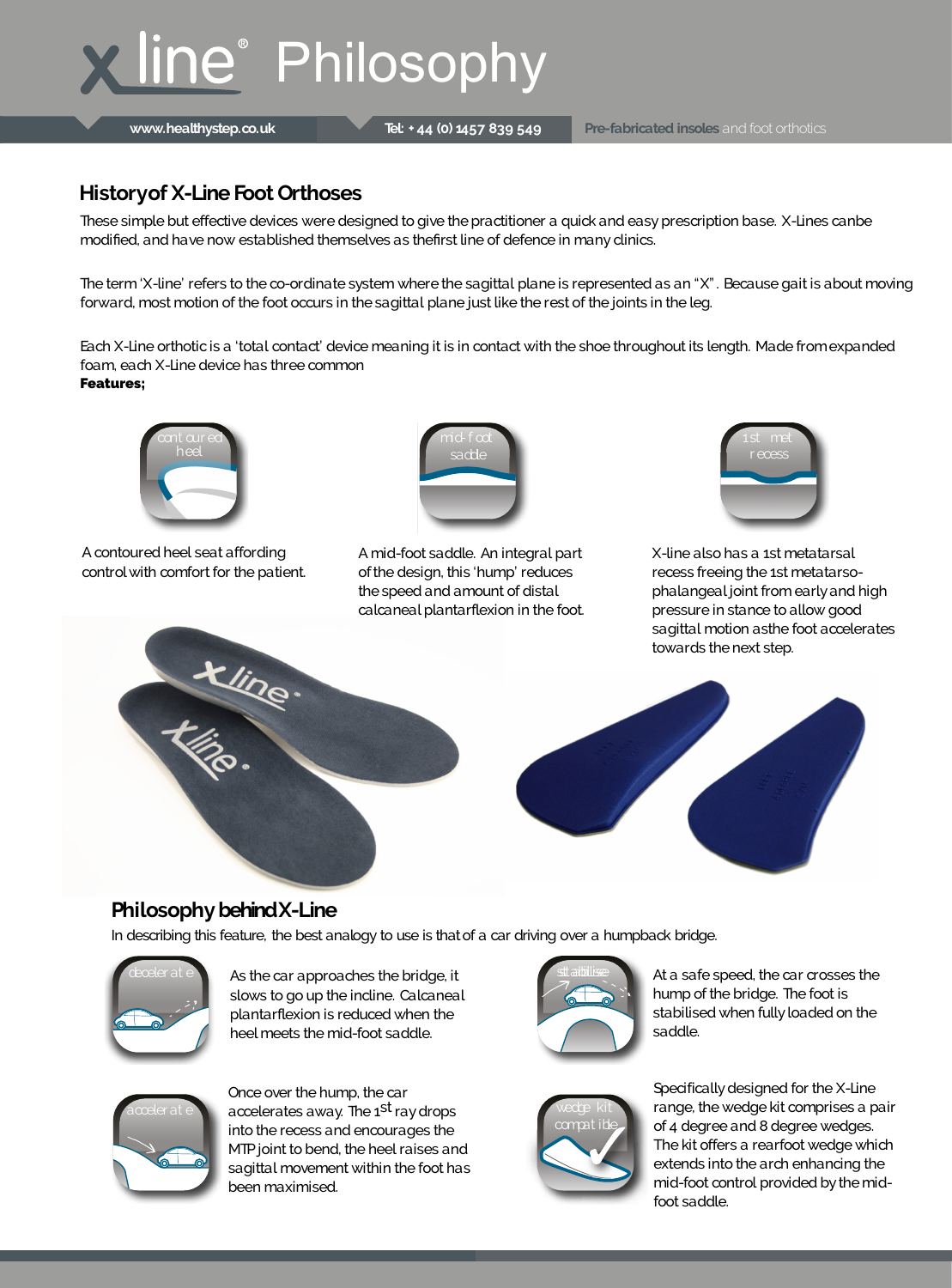# x line® Philosophy

www.healthystep.co.uk | Tel: + 44 (0) 1457 839 549 | **Pre-fabricated insoles** and foot orthotics

## History of X-Line Foot Orthoses

These simple but effective devices were designed to give the practitioner a quick and easy prescription base. X-Lines can be modified, and have now established themselves as the first line of defence in many clinics.

The term 'X-line' refers to the co-ordinate system where the sagittal plane is represented as an "X". Because gait is about moving forward, most motion of the foot occurs in the sagittal plane just like the rest of the joints in the leg.

Each X-Line orthotic is a 'total contact' device meaning it is in contact with the shoe throughout its length. Made from expanded foam, each X-Line device has three common
**Features;**

contoured heel

A contoured heel seat affording control with comfort for the patient.

mid-foot saddle

A mid-foot saddle. An integral part of the design, this 'hump' reduces the speed and amount of distal calcaneal plantarflexion in the foot.

1st met recess

X-line also has a 1st metatarsal recess freeing the 1st metatarso-phalangeal joint from early and high pressure in stance to allow good sagittal motion as the foot accelerates towards the next step.

## Philosophy behind X-Line

In describing this feature, the best analogy to use is that of a car driving over a humpback bridge.

decelerate

As the car approaches the bridge, it slows to go up the incline. Calcaneal plantarflexion is reduced when the heel meets the mid-foot saddle.

stabilise

At a safe speed, the car crosses the hump of the bridge. The foot is stabilised when fully loaded on the saddle.

accelerate

Once over the hump, the car accelerates away. The 1st ray drops into the recess and encourages the MTP joint to bend, the heel raises and sagittal movement within the foot has been maximised.

wedge kit compatible

Specifically designed for the X-Line range, the wedge kit comprises a pair of 4 degree and 8 degree wedges. The kit offers a rearfoot wedge which extends into the arch enhancing the mid-foot control provided by the mid-foot saddle.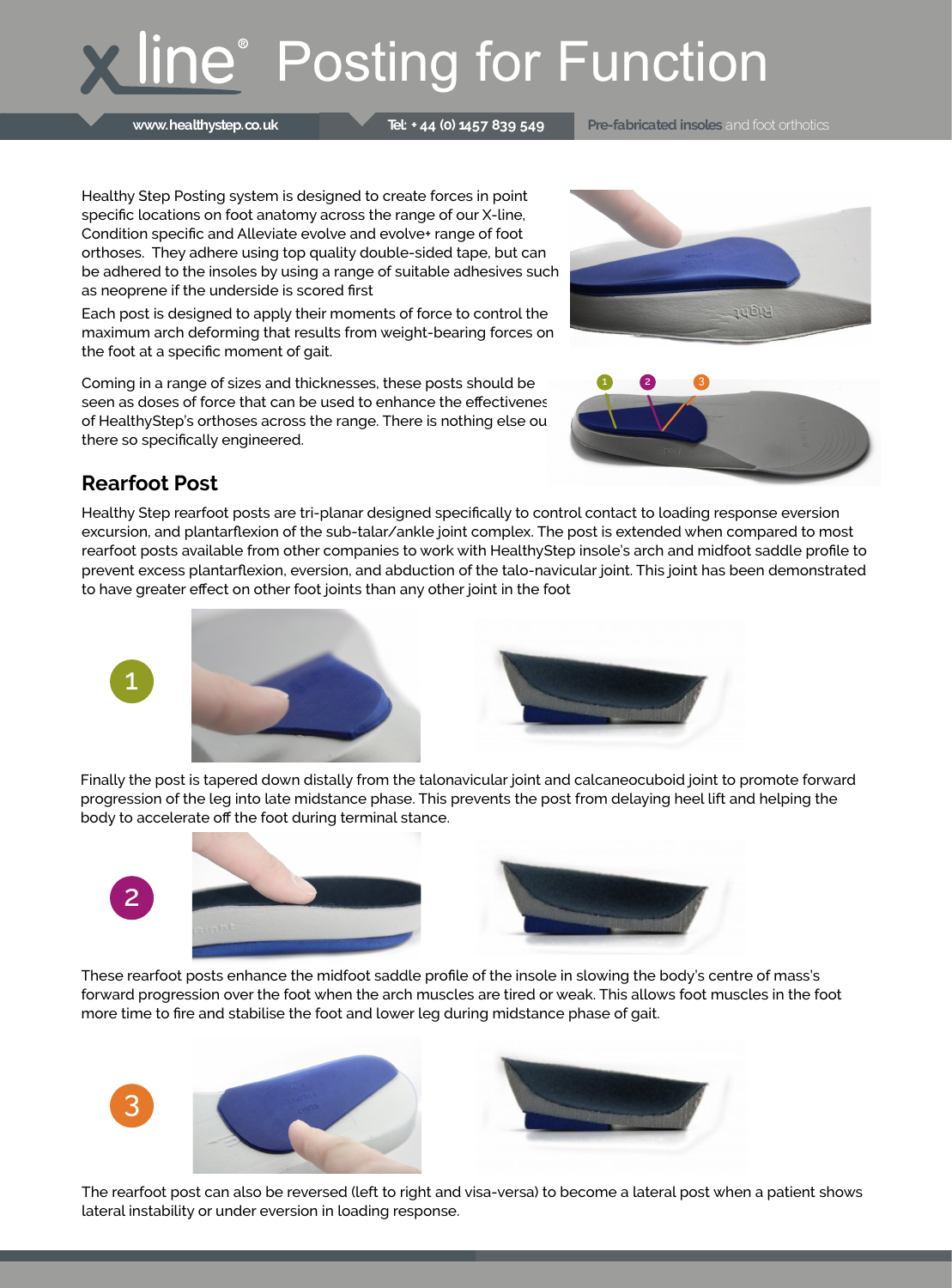# x line® Posting for Function

www.healthystep.co.uk | Tel: + 44 (0) 1457 839 549 | **Pre-fabricated insoles** and foot orthotics

Healthy Step Posting system is designed to create forces in point specific locations on foot anatomy across the range of our X-line, Condition specific and Alleviate evolve and evolve+ range of foot orthoses. They adhere using top quality double-sided tape, but can be adhered to the insoles by using a range of suitable adhesives such as neoprene if the underside is scored first

Each post is designed to apply their moments of force to control the maximum arch deforming that results from weight-bearing forces on the foot at a specific moment of gait.

Coming in a range of sizes and thicknesses, these posts should be seen as doses of force that can be used to enhance the effectivenes of HealthyStep's orthoses across the range. There is nothing else ou there so specifically engineered.

## Rearfoot Post

Healthy Step rearfoot posts are tri-planar designed specifically to control contact to loading response eversion excursion, and plantarflexion of the sub-talar/ankle joint complex. The post is extended when compared to most rearfoot posts available from other companies to work with HealthyStep insole's arch and midfoot saddle profile to prevent excess plantarflexion, eversion, and abduction of the talo-navicular joint. This joint has been demonstrated to have greater effect on other foot joints than any other joint in the foot

1

Finally the post is tapered down distally from the talonavicular joint and calcaneocuboid joint to promote forward progression of the leg into late midstance phase. This prevents the post from delaying heel lift and helping the body to accelerate off the foot during terminal stance.

2

These rearfoot posts enhance the midfoot saddle profile of the insole in slowing the body's centre of mass's forward progression over the foot when the arch muscles are tired or weak. This allows foot muscles in the foot more time to fire and stabilise the foot and lower leg during midstance phase of gait.

3

The rearfoot post can also be reversed (left to right and visa-versa) to become a lateral post when a patient shows lateral instability or under eversion in loading response.